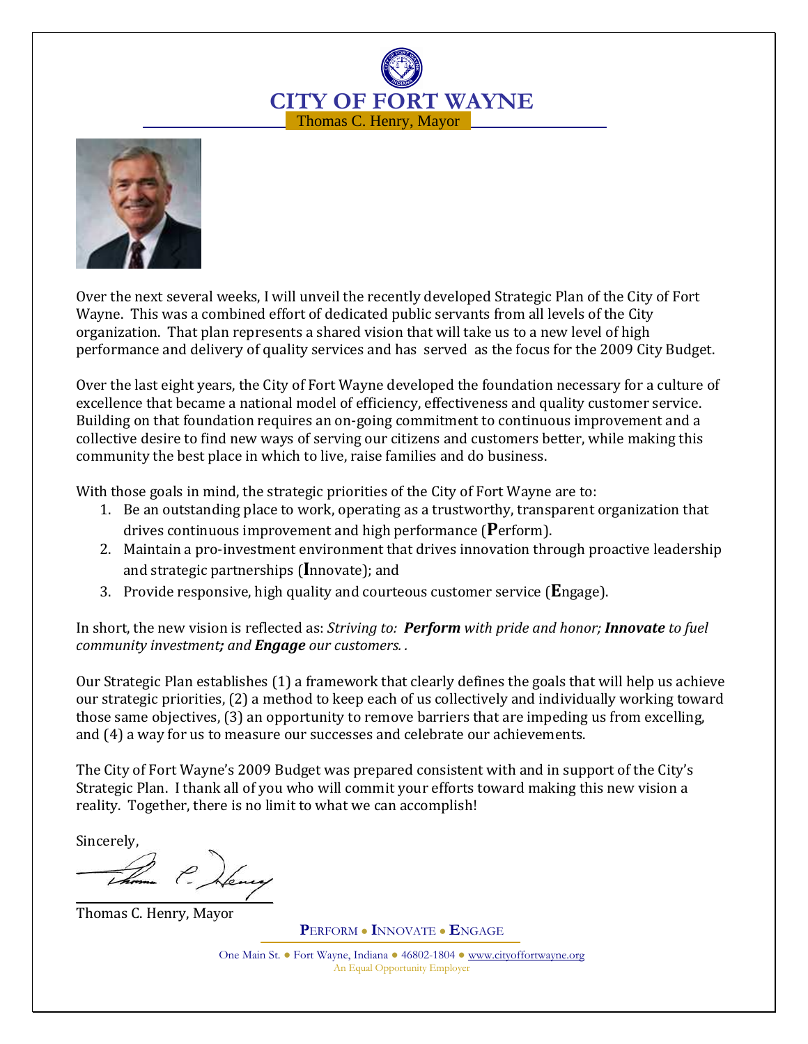# CITY OF FORT WAYNE

Thomas C. Henry, Mayor

Over the next several weeks, I will unveil the recently developed Strategic Plan of the City of Fort Wayne. This was a combined effort of dedicated public servants from all levels of the City organization. That plan represents a shared vision that will take us to a new level of high performance and delivery of quality services and has served as the focus for the 2009 City Budget.

Over the last eight years, the City of Fort Wayne developed the foundation necessary for a culture of excellence that became a national model of efficiency, effectiveness and quality customer service. Building on that foundation requires an on-going commitment to continuous improvement and a collective desire to find new ways of serving our citizens and customers better, while making this community the best place in which to live, raise families and do business.

With those goals in mind, the strategic priorities of the City of Fort Wayne are to:

1. Be an outstanding place to work, operating as a trustworthy, transparent organization that drives continuous improvement and high performance (**P**erform).
2. Maintain a pro-investment environment that drives innovation through proactive leadership and strategic partnerships (**I**nnovate); and
3. Provide responsive, high quality and courteous customer service (**E**ngage).

In short, the new vision is reflected as: *Striving to: **Perform** with pride and honor; **Innovate** to fuel community investment**;** and **Engage** our customers. .*

Our Strategic Plan establishes (1) a framework that clearly defines the goals that will help us achieve our strategic priorities, (2) a method to keep each of us collectively and individually working toward those same objectives, (3) an opportunity to remove barriers that are impeding us from excelling, and (4) a way for us to measure our successes and celebrate our achievements.

The City of Fort Wayne's 2009 Budget was prepared consistent with and in support of the City's Strategic Plan. I thank all of you who will commit your efforts toward making this new vision a reality. Together, there is no limit to what we can accomplish!

Sincerely,

Thomas C. Henry, Mayor

PERFORM • INNOVATE • ENGAGE

One Main St. • Fort Wayne, Indiana • 46802-1804 • www.cityoffortwayne.org

An Equal Opportunity Employer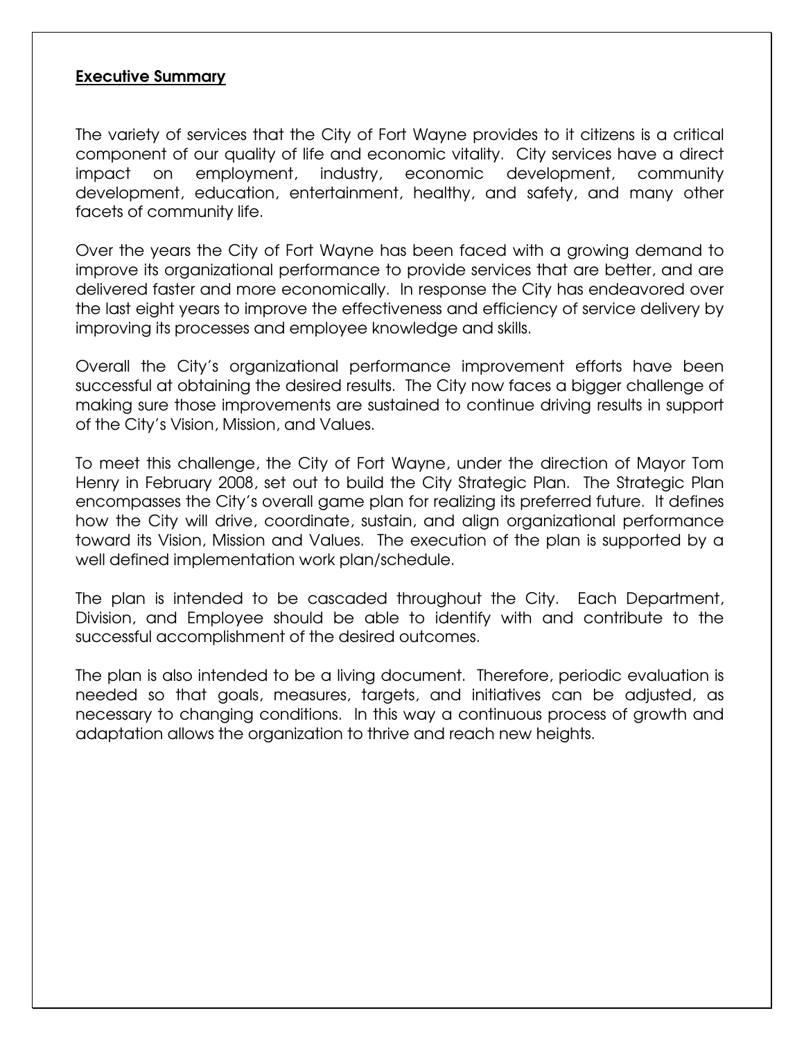## Executive Summary

The variety of services that the City of Fort Wayne provides to it citizens is a critical component of our quality of life and economic vitality. City services have a direct impact on employment, industry, economic development, community development, education, entertainment, healthy, and safety, and many other facets of community life.

Over the years the City of Fort Wayne has been faced with a growing demand to improve its organizational performance to provide services that are better, and are delivered faster and more economically. In response the City has endeavored over the last eight years to improve the effectiveness and efficiency of service delivery by improving its processes and employee knowledge and skills.

Overall the City's organizational performance improvement efforts have been successful at obtaining the desired results. The City now faces a bigger challenge of making sure those improvements are sustained to continue driving results in support of the City's Vision, Mission, and Values.

To meet this challenge, the City of Fort Wayne, under the direction of Mayor Tom Henry in February 2008, set out to build the City Strategic Plan. The Strategic Plan encompasses the City's overall game plan for realizing its preferred future. It defines how the City will drive, coordinate, sustain, and align organizational performance toward its Vision, Mission and Values. The execution of the plan is supported by a well defined implementation work plan/schedule.

The plan is intended to be cascaded throughout the City. Each Department, Division, and Employee should be able to identify with and contribute to the successful accomplishment of the desired outcomes.

The plan is also intended to be a living document. Therefore, periodic evaluation is needed so that goals, measures, targets, and initiatives can be adjusted, as necessary to changing conditions. In this way a continuous process of growth and adaptation allows the organization to thrive and reach new heights.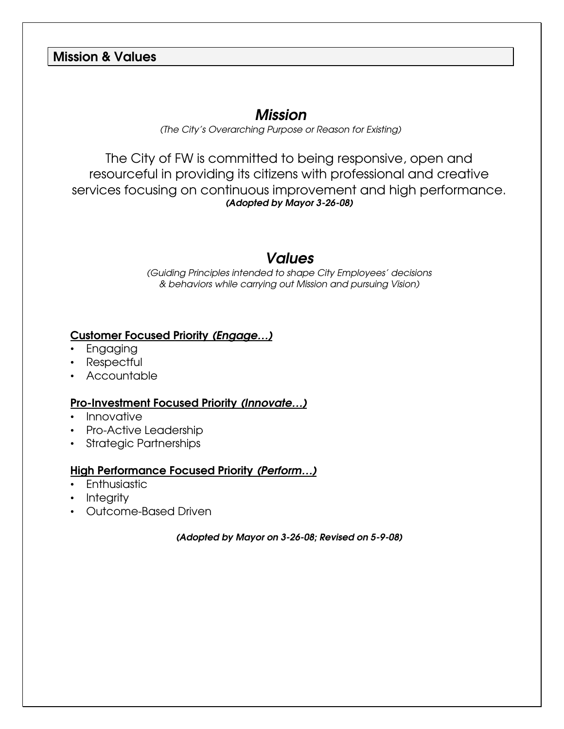## Mission & Values

# *Mission*

*(The City's Overarching Purpose or Reason for Existing)*

The City of FW is committed to being responsive, open and resourceful in providing its citizens with professional and creative services focusing on continuous improvement and high performance.
***(Adopted by Mayor 3-26-08)***

# *Values*

*(Guiding Principles intended to shape City Employees' decisions & behaviors while carrying out Mission and pursuing Vision)*

**Customer Focused Priority *(Engage…)***

- Engaging
- Respectful
- Accountable

**Pro-Investment Focused Priority *(Innovate…)***

- Innovative
- Pro-Active Leadership
- Strategic Partnerships

**High Performance Focused Priority *(Perform…)***

- Enthusiastic
- Integrity
- Outcome-Based Driven

***(Adopted by Mayor on 3-26-08; Revised on 5-9-08)***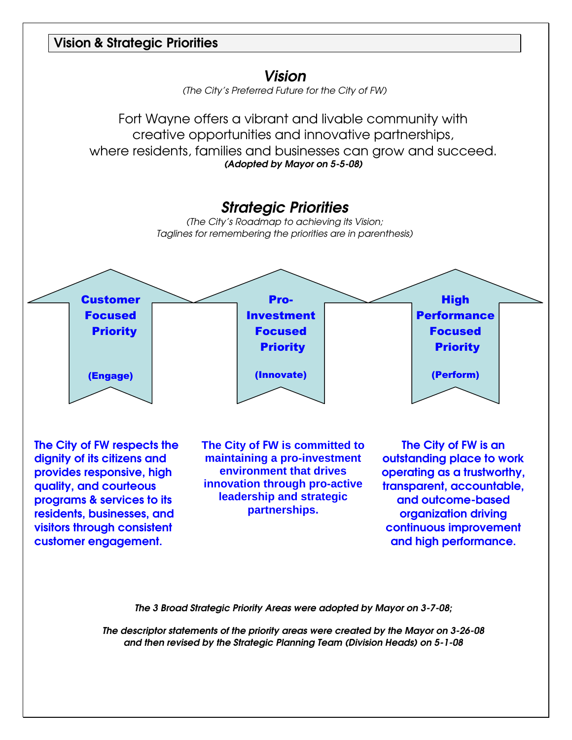## Vision & Strategic Priorities

### *Vision*

*(The City's Preferred Future for the City of FW)*

Fort Wayne offers a vibrant and livable community with creative opportunities and innovative partnerships, where residents, families and businesses can grow and succeed.

***(Adopted by Mayor on 5-5-08)***

### *Strategic Priorities*

*(The City's Roadmap to achieving its Vision;*
*Taglines for remembering the priorities are in parenthesis)*

**Customer Focused Priority**

**(Engage)**

**The City of FW respects the dignity of its citizens and provides responsive, high quality, and courteous programs & services to its residents, businesses, and visitors through consistent customer engagement.**

**Pro-Investment Focused Priority**

**(Innovate)**

**The City of FW is committed to maintaining a pro-investment environment that drives innovation through pro-active leadership and strategic partnerships.**

**High Performance Focused Priority**

**(Perform)**

**The City of FW is an outstanding place to work operating as a trustworthy, transparent, accountable, and outcome-based organization driving continuous improvement and high performance.**

***The 3 Broad Strategic Priority Areas were adopted by Mayor on 3-7-08;***

***The descriptor statements of the priority areas were created by the Mayor on 3-26-08 and then revised by the Strategic Planning Team (Division Heads) on 5-1-08***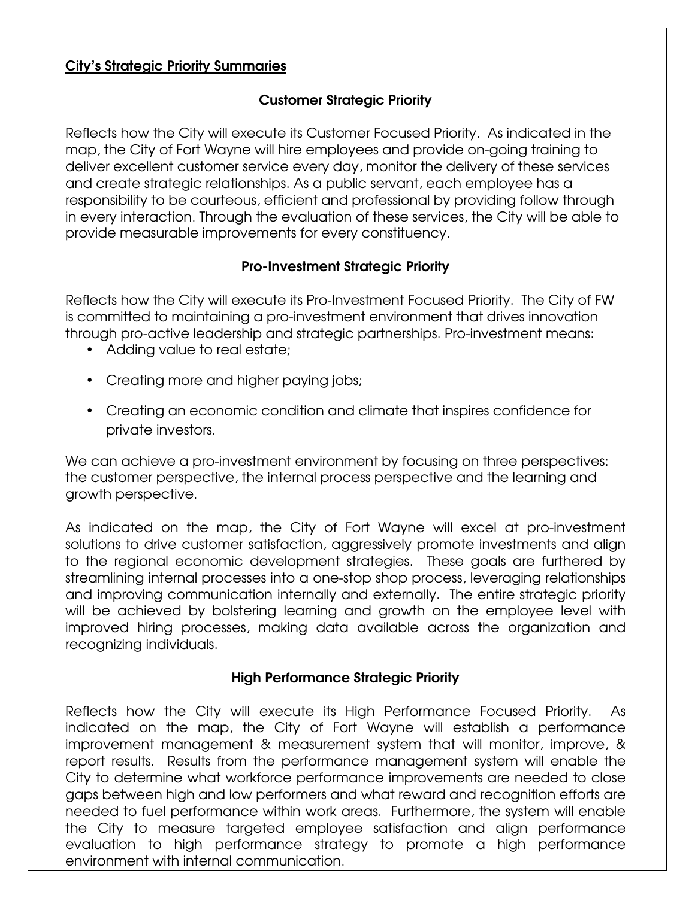## City's Strategic Priority Summaries

### Customer Strategic Priority

Reflects how the City will execute its Customer Focused Priority. As indicated in the map, the City of Fort Wayne will hire employees and provide on-going training to deliver excellent customer service every day, monitor the delivery of these services and create strategic relationships. As a public servant, each employee has a responsibility to be courteous, efficient and professional by providing follow through in every interaction. Through the evaluation of these services, the City will be able to provide measurable improvements for every constituency.

### Pro-Investment Strategic Priority

Reflects how the City will execute its Pro-Investment Focused Priority. The City of FW is committed to maintaining a pro-investment environment that drives innovation through pro-active leadership and strategic partnerships. Pro-investment means:

- Adding value to real estate;
- Creating more and higher paying jobs;
- Creating an economic condition and climate that inspires confidence for private investors.

We can achieve a pro-investment environment by focusing on three perspectives: the customer perspective, the internal process perspective and the learning and growth perspective.

As indicated on the map, the City of Fort Wayne will excel at pro-investment solutions to drive customer satisfaction, aggressively promote investments and align to the regional economic development strategies. These goals are furthered by streamlining internal processes into a one-stop shop process, leveraging relationships and improving communication internally and externally. The entire strategic priority will be achieved by bolstering learning and growth on the employee level with improved hiring processes, making data available across the organization and recognizing individuals.

### High Performance Strategic Priority

Reflects how the City will execute its High Performance Focused Priority. As indicated on the map, the City of Fort Wayne will establish a performance improvement management & measurement system that will monitor, improve, & report results. Results from the performance management system will enable the City to determine what workforce performance improvements are needed to close gaps between high and low performers and what reward and recognition efforts are needed to fuel performance within work areas. Furthermore, the system will enable the City to measure targeted employee satisfaction and align performance evaluation to high performance strategy to promote a high performance environment with internal communication.